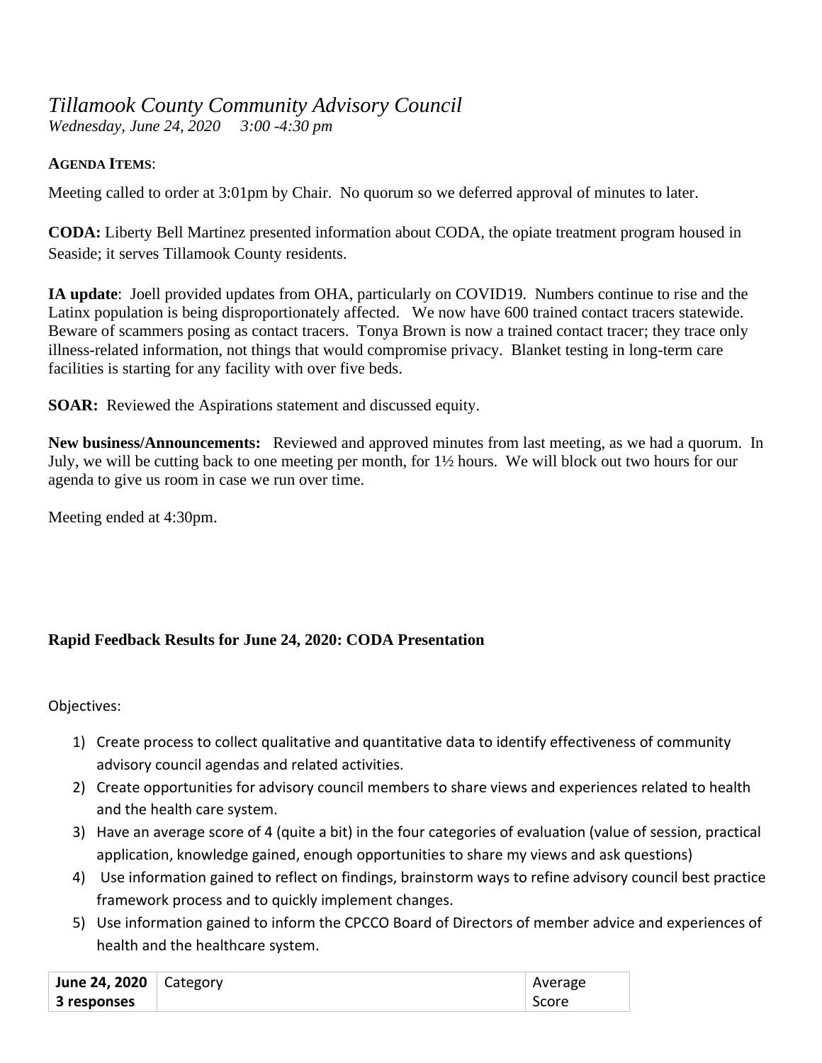*Tillamook County Community Advisory Council*
*Wednesday, June 24, 2020 3:00 -4:30 pm*

**AGENDA ITEMS**:

Meeting called to order at 3:01pm by Chair. No quorum so we deferred approval of minutes to later.

**CODA:** Liberty Bell Martinez presented information about CODA, the opiate treatment program housed in Seaside; it serves Tillamook County residents.

**IA update**: Joell provided updates from OHA, particularly on COVID19. Numbers continue to rise and the Latinx population is being disproportionately affected. We now have 600 trained contact tracers statewide. Beware of scammers posing as contact tracers. Tonya Brown is now a trained contact tracer; they trace only illness-related information, not things that would compromise privacy. Blanket testing in long-term care facilities is starting for any facility with over five beds.

**SOAR:** Reviewed the Aspirations statement and discussed equity.

**New business/Announcements:** Reviewed and approved minutes from last meeting, as we had a quorum. In July, we will be cutting back to one meeting per month, for 1½ hours. We will block out two hours for our agenda to give us room in case we run over time.

Meeting ended at 4:30pm.

**Rapid Feedback Results for June 24, 2020: CODA Presentation**

Objectives:

1) Create process to collect qualitative and quantitative data to identify effectiveness of community advisory council agendas and related activities.
2) Create opportunities for advisory council members to share views and experiences related to health and the health care system.
3) Have an average score of 4 (quite a bit) in the four categories of evaluation (value of session, practical application, knowledge gained, enough opportunities to share my views and ask questions)
4) Use information gained to reflect on findings, brainstorm ways to refine advisory council best practice framework process and to quickly implement changes.
5) Use information gained to inform the CPCCO Board of Directors of member advice and experiences of health and the healthcare system.

| **June 24, 2020 3 responses** | Category | Average Score |
|---|---|---|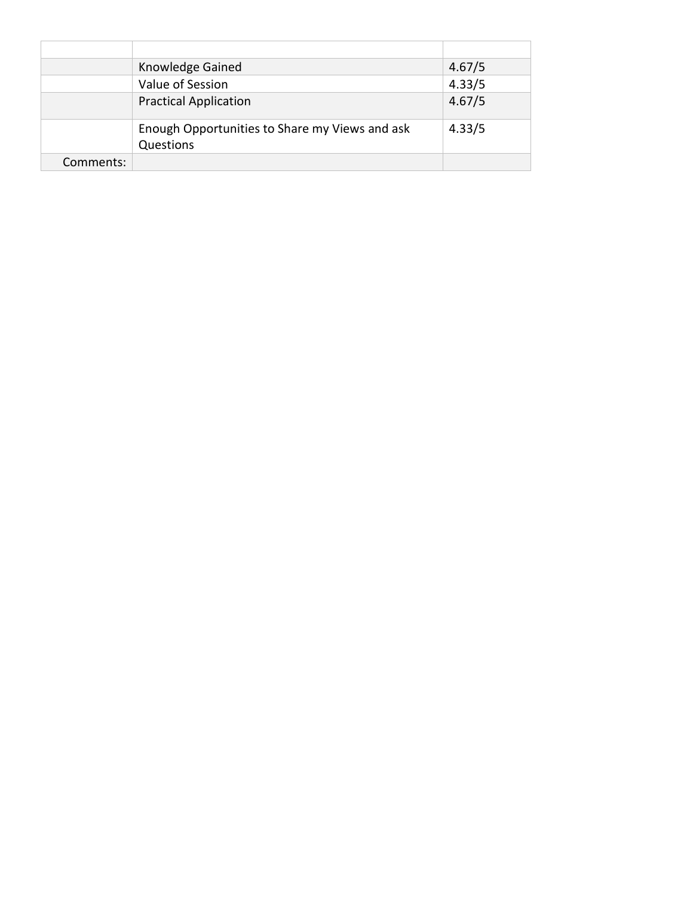| | | |
|---|---|---|
| | | |
| | Knowledge Gained | 4.67/5 |
| | Value of Session | 4.33/5 |
| | Practical Application | 4.67/5 |
| | Enough Opportunities to Share my Views and ask Questions | 4.33/5 |
| Comments: | | |